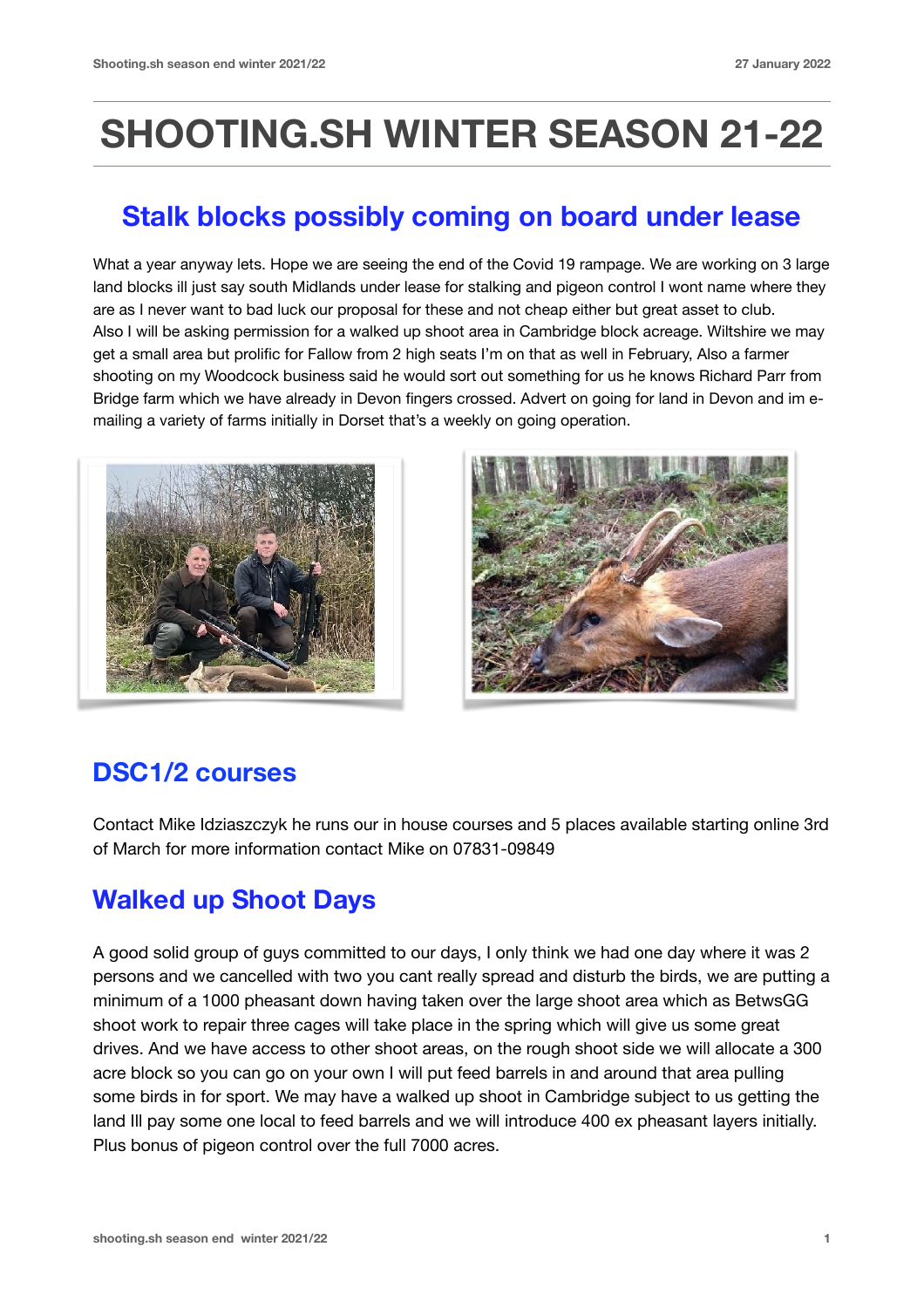# SHOOTING.SH WINTER SEASON 21-22

## Stalk blocks possibly coming on board under lease

What a year anyway lets. Hope we are seeing the end of the Covid 19 rampage. We are working on 3 large land blocks ill just say south Midlands under lease for stalking and pigeon control I wont name where they are as I never want to bad luck our proposal for these and not cheap either but great asset to club. Also I will be asking permission for a walked up shoot area in Cambridge block acreage. Wiltshire we may get a small area but prolific for Fallow from 2 high seats I'm on that as well in February, Also a farmer shooting on my Woodcock business said he would sort out something for us he knows Richard Parr from Bridge farm which we have already in Devon fingers crossed. Advert on going for land in Devon and im e-mailing a variety of farms initially in Dorset that's a weekly on going operation.

## DSC1/2 courses

Contact Mike Idziaszczyk he runs our in house courses and 5 places available starting online 3rd of March for more information contact Mike on 07831-09849

## Walked up Shoot Days

A good solid group of guys committed to our days, I only think we had one day where it was 2 persons and we cancelled with two you cant really spread and disturb the birds, we are putting a minimum of a 1000 pheasant down having taken over the large shoot area which as BetwsGG shoot work to repair three cages will take place in the spring which will give us some great drives. And we have access to other shoot areas, on the rough shoot side we will allocate a 300 acre block so you can go on your own I will put feed barrels in and around that area pulling some birds in for sport. We may have a walked up shoot in Cambridge subject to us getting the land Ill pay some one local to feed barrels and we will introduce 400 ex pheasant layers initially. Plus bonus of pigeon control over the full 7000 acres.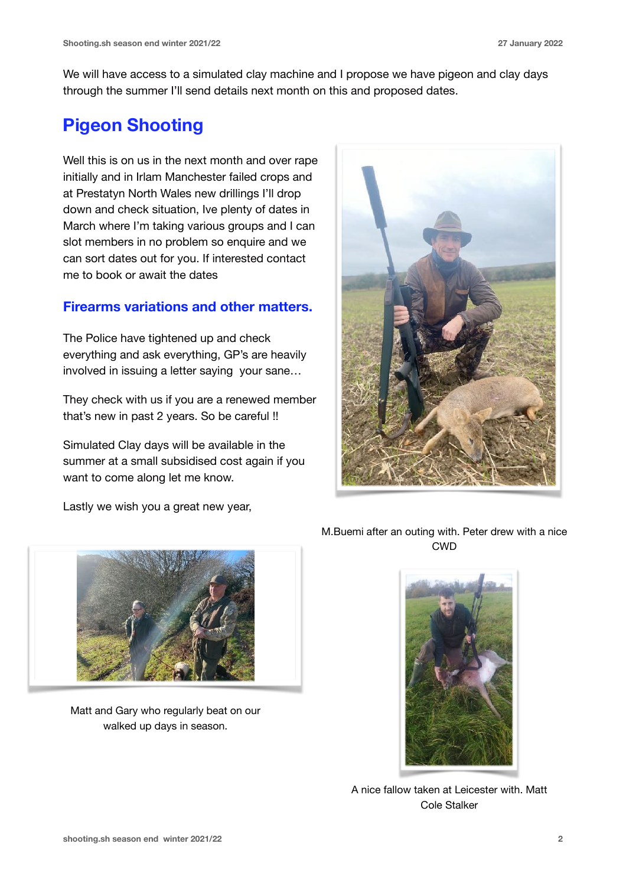We will have access to a simulated clay machine and I propose we have pigeon and clay days through the summer I'll send details next month on this and proposed dates.

## Pigeon Shooting

Well this is on us in the next month and over rape initially and in Irlam Manchester failed crops and at Prestatyn North Wales new drillings I'll drop down and check situation, Ive plenty of dates in March where I'm taking various groups and I can slot members in no problem so enquire and we can sort dates out for you. If interested contact me to book or await the dates

### Firearms variations and other matters.

The Police have tightened up and check everything and ask everything, GP's are heavily involved in issuing a letter saying  your sane…

They check with us if you are a renewed member that's new in past 2 years. So be careful !!

Simulated Clay days will be available in the summer at a small subsidised cost again if you want to come along let me know.

Lastly we wish you a great new year,

M.Buemi after an outing with. Peter drew with a nice CWD

Matt and Gary who regularly beat on our walked up days in season.

A nice fallow taken at Leicester with. Matt Cole Stalker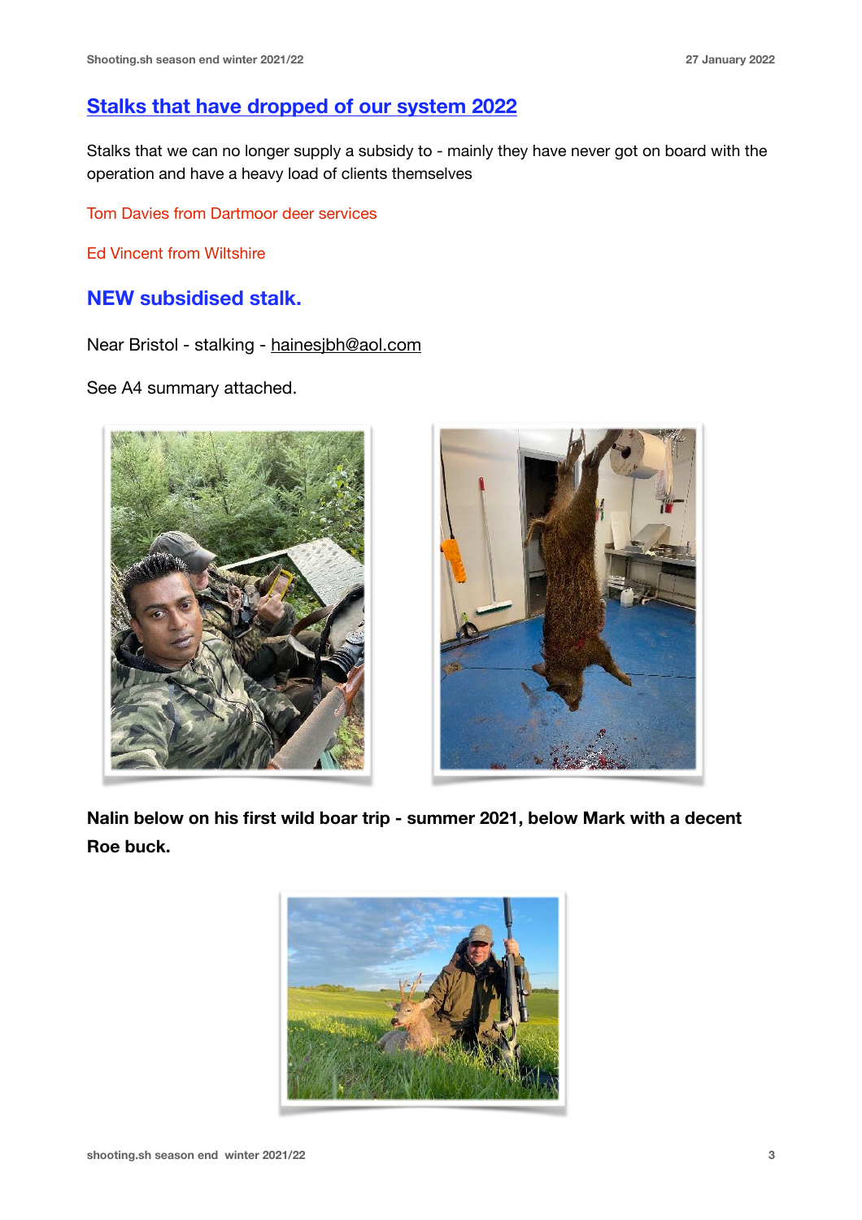## Stalks that have dropped of our system 2022

Stalks that we can no longer supply a subsidy to - mainly they have never got on board with the operation and have a heavy load of clients themselves

Tom Davies from Dartmoor deer services

Ed Vincent from Wiltshire

## NEW subsidised stalk.

Near Bristol - stalking - hainesjbh@aol.com

See A4 summary attached.

**Nalin below on his first wild boar trip - summer 2021, below Mark with a decent Roe buck.**